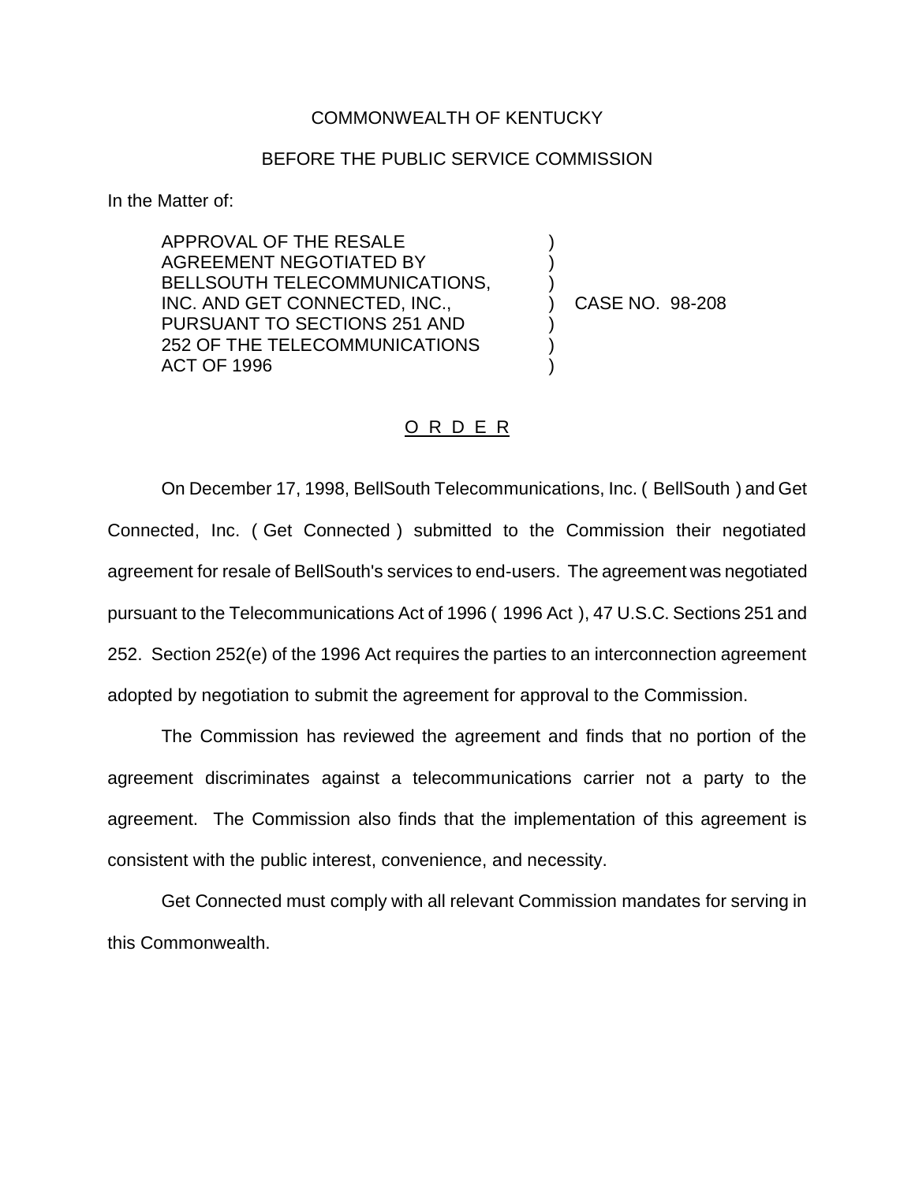COMMONWEALTH OF KENTUCKY

BEFORE THE PUBLIC SERVICE COMMISSION

In the Matter of:

| | | |
|---|---|---|
| APPROVAL OF THE RESALE AGREEMENT NEGOTIATED BY BELLSOUTH TELECOMMUNICATIONS, INC. AND GET CONNECTED, INC., PURSUANT TO SECTIONS 251 AND 252 OF THE TELECOMMUNICATIONS ACT OF 1996 | ) | CASE NO. 98-208 |

## O R D E R

On December 17, 1998, BellSouth Telecommunications, Inc. ( BellSouth ) and Get Connected, Inc. ( Get Connected ) submitted to the Commission their negotiated agreement for resale of BellSouth's services to end-users. The agreement was negotiated pursuant to the Telecommunications Act of 1996 ( 1996 Act ), 47 U.S.C. Sections 251 and 252. Section 252(e) of the 1996 Act requires the parties to an interconnection agreement adopted by negotiation to submit the agreement for approval to the Commission.

The Commission has reviewed the agreement and finds that no portion of the agreement discriminates against a telecommunications carrier not a party to the agreement. The Commission also finds that the implementation of this agreement is consistent with the public interest, convenience, and necessity.

Get Connected must comply with all relevant Commission mandates for serving in this Commonwealth.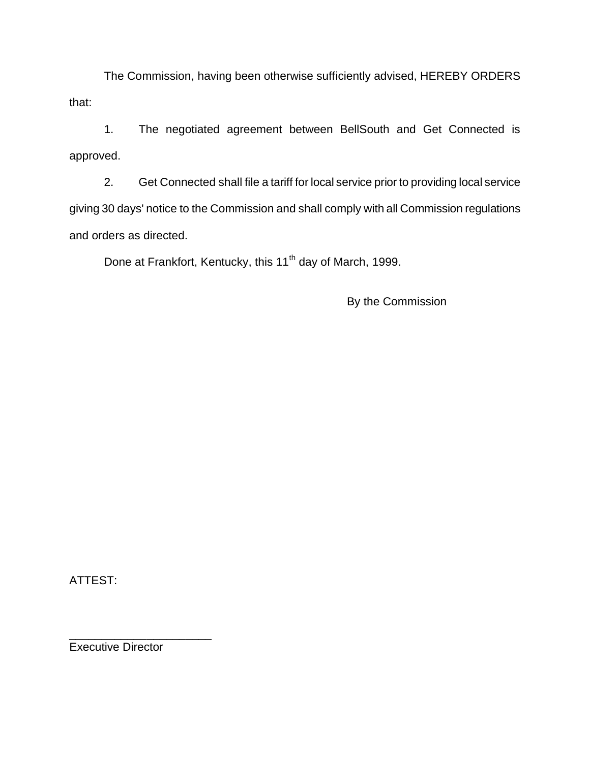The Commission, having been otherwise sufficiently advised, HEREBY ORDERS that:

1. The negotiated agreement between BellSouth and Get Connected is approved.

2. Get Connected shall file a tariff for local service prior to providing local service giving 30 days' notice to the Commission and shall comply with all Commission regulations and orders as directed.

Done at Frankfort, Kentucky, this 11th day of March, 1999.

By the Commission

ATTEST:

______________________

Executive Director